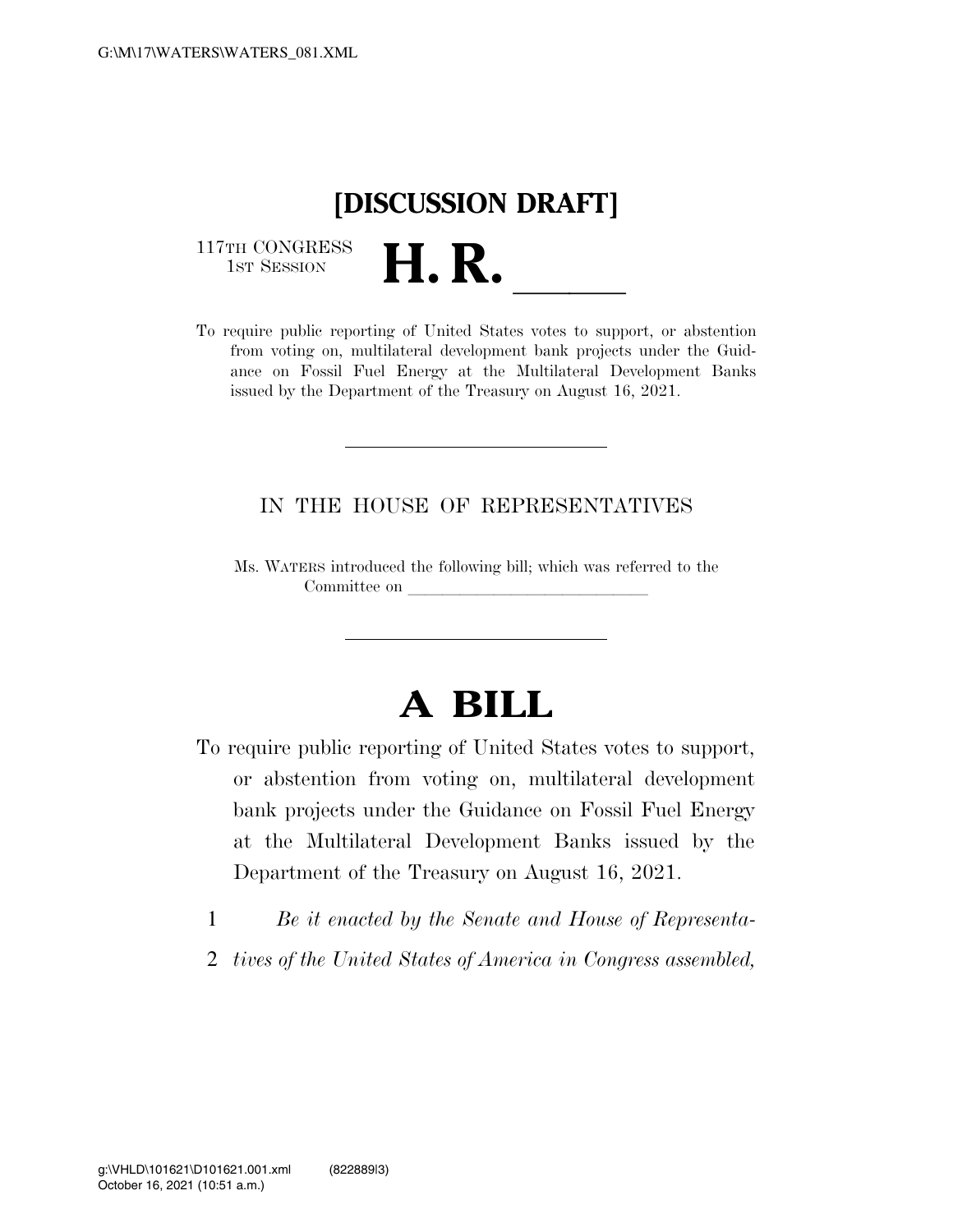[DISCUSSION DRAFT]

117TH CONGRESS
1ST SESSION

# H. R. \_\_\_\_\_

To require public reporting of United States votes to support, or abstention from voting on, multilateral development bank projects under the Guidance on Fossil Fuel Energy at the Multilateral Development Banks issued by the Department of the Treasury on August 16, 2021.

---

IN THE HOUSE OF REPRESENTATIVES

Ms. WATERS introduced the following bill; which was referred to the Committee on \_\_\_\_\_\_\_\_\_\_\_\_\_\_\_\_\_\_\_\_\_\_\_\_\_\_\_\_

---

# A BILL

To require public reporting of United States votes to support, or abstention from voting on, multilateral development bank projects under the Guidance on Fossil Fuel Energy at the Multilateral Development Banks issued by the Department of the Treasury on August 16, 2021.

1 *Be it enacted by the Senate and House of Representa-*
2 *tives of the United States of America in Congress assembled,*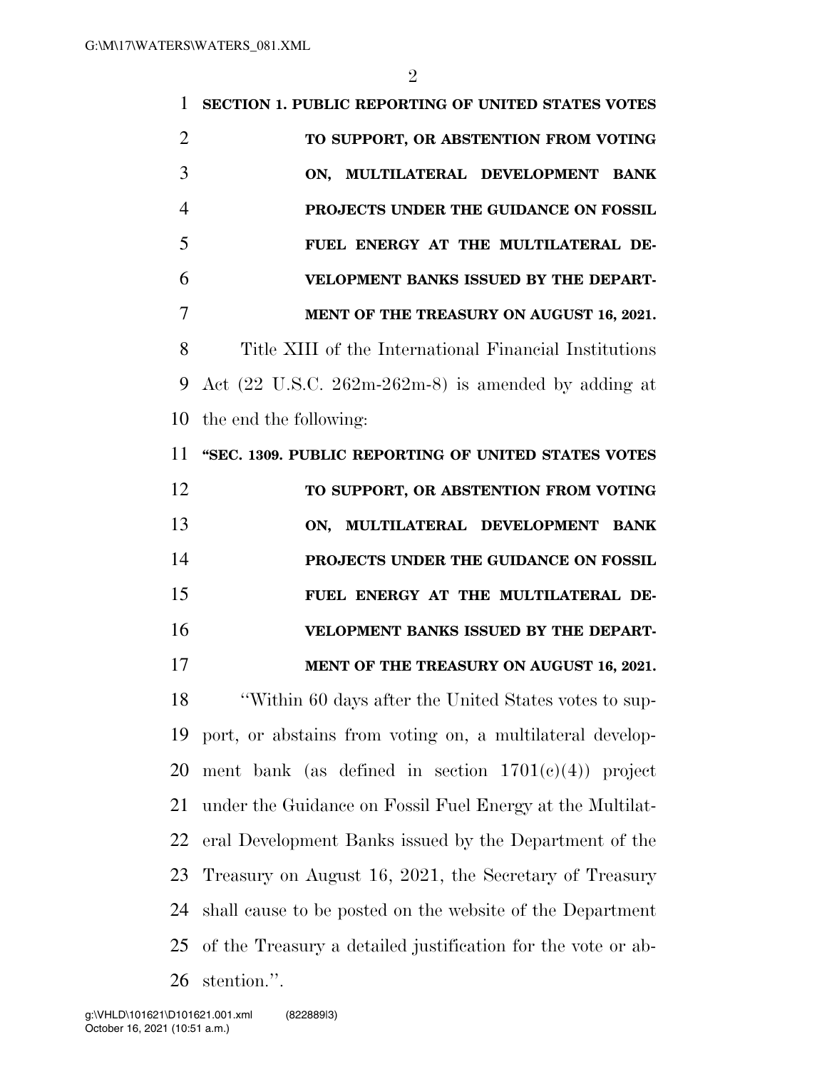**SECTION 1. PUBLIC REPORTING OF UNITED STATES VOTES TO SUPPORT, OR ABSTENTION FROM VOTING ON, MULTILATERAL DEVELOPMENT BANK PROJECTS UNDER THE GUIDANCE ON FOSSIL FUEL ENERGY AT THE MULTILATERAL DEVELOPMENT BANKS ISSUED BY THE DEPARTMENT OF THE TREASURY ON AUGUST 16, 2021.**

Title XIII of the International Financial Institutions Act (22 U.S.C. 262m-262m-8) is amended by adding at the end the following:

**"SEC. 1309. PUBLIC REPORTING OF UNITED STATES VOTES TO SUPPORT, OR ABSTENTION FROM VOTING ON, MULTILATERAL DEVELOPMENT BANK PROJECTS UNDER THE GUIDANCE ON FOSSIL FUEL ENERGY AT THE MULTILATERAL DEVELOPMENT BANKS ISSUED BY THE DEPARTMENT OF THE TREASURY ON AUGUST 16, 2021.**

"Within 60 days after the United States votes to support, or abstains from voting on, a multilateral development bank (as defined in section 1701(c)(4)) project under the Guidance on Fossil Fuel Energy at the Multilateral Development Banks issued by the Department of the Treasury on August 16, 2021, the Secretary of Treasury shall cause to be posted on the website of the Department of the Treasury a detailed justification for the vote or abstention.".